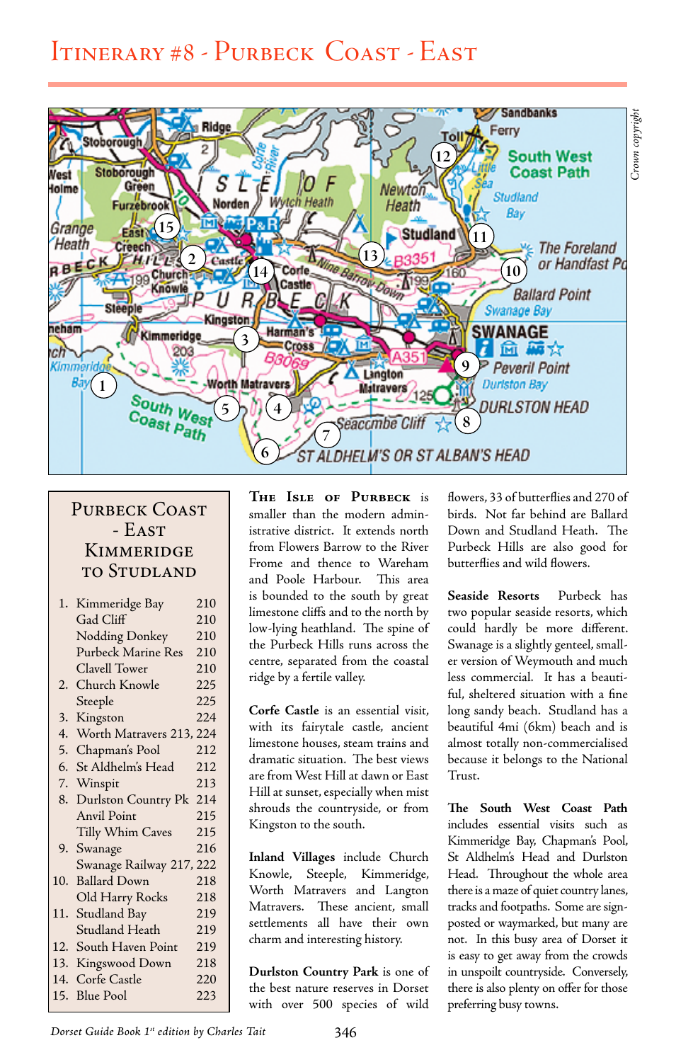# Itinerary #8 - Purbeck Coast - East

## Purbeck Coast - East Kimmeridge to Studland

| | | |
|---|---|---|
| 1. | Kimmeridge Bay | 210 |
| | Gad Cliff | 210 |
| | Nodding Donkey | 210 |
| | Purbeck Marine Res | 210 |
| | Clavell Tower | 210 |
| 2. | Church Knowle | 225 |
| | Steeple | 225 |
| 3. | Kingston | 224 |
| 4. | Worth Matravers | 213, 224 |
| 5. | Chapman's Pool | 212 |
| 6. | St Aldhelm's Head | 212 |
| 7. | Winspit | 213 |
| 8. | Durlston Country Pk | 214 |
| | Anvil Point | 215 |
| | Tilly Whim Caves | 215 |
| 9. | Swanage | 216 |
| | Swanage Railway | 217, 222 |
| 10. | Ballard Down | 218 |
| | Old Harry Rocks | 218 |
| 11. | Studland Bay | 219 |
| | Studland Heath | 219 |
| 12. | South Haven Point | 219 |
| 13. | Kingswood Down | 218 |
| 14. | Corfe Castle | 220 |
| 15. | Blue Pool | 223 |

**The Isle of Purbeck** is smaller than the modern administrative district. It extends north from Flowers Barrow to the River Frome and thence to Wareham and Poole Harbour. This area is bounded to the south by great limestone cliffs and to the north by low-lying heathland. The spine of the Purbeck Hills runs across the centre, separated from the coastal ridge by a fertile valley.

**Corfe Castle** is an essential visit, with its fairytale castle, ancient limestone houses, steam trains and dramatic situation. The best views are from West Hill at dawn or East Hill at sunset, especially when mist shrouds the countryside, or from Kingston to the south.

**Inland Villages** include Church Knowle, Steeple, Kimmeridge, Worth Matravers and Langton Matravers. These ancient, small settlements all have their own charm and interesting history.

**Durlston Country Park** is one of the best nature reserves in Dorset with over 500 species of wild flowers, 33 of butterflies and 270 of birds. Not far behind are Ballard Down and Studland Heath. The Purbeck Hills are also good for butterflies and wild flowers.

**Seaside Resorts** Purbeck has two popular seaside resorts, which could hardly be more different. Swanage is a slightly genteel, smaller version of Weymouth and much less commercial. It has a beautiful, sheltered situation with a fine long sandy beach. Studland has a beautiful 4mi (6km) beach and is almost totally non-commercialised because it belongs to the National Trust.

**The South West Coast Path** includes essential visits such as Kimmeridge Bay, Chapman's Pool, St Aldhelm's Head and Durlston Head. Throughout the whole area there is a maze of quiet country lanes, tracks and footpaths. Some are signposted or waymarked, but many are not. In this busy area of Dorset it is easy to get away from the crowds in unspoilt countryside. Conversely, there is also plenty on offer for those preferring busy towns.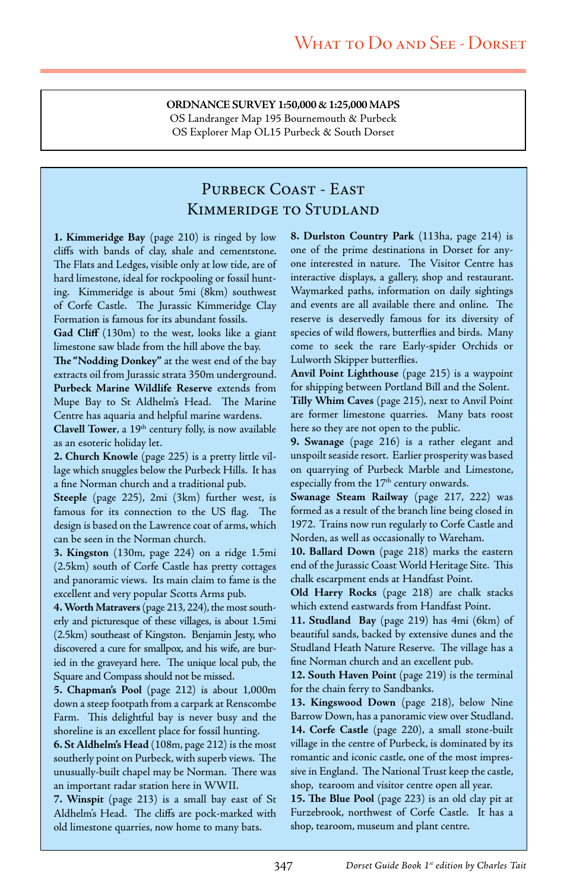**ORDNANCE SURVEY 1:50,000 & 1:25,000 MAPS**
OS Landranger Map 195 Bournemouth & Purbeck
OS Explorer Map OL15 Purbeck & South Dorset

## Purbeck Coast - East
## Kimmeridge to Studland

**1. Kimmeridge Bay** (page 210) is ringed by low cliffs with bands of clay, shale and cementstone. The Flats and Ledges, visible only at low tide, are of hard limestone, ideal for rockpooling or fossil hunting. Kimmeridge is about 5mi (8km) southwest of Corfe Castle. The Jurassic Kimmeridge Clay Formation is famous for its abundant fossils.

**Gad Cliff** (130m) to the west, looks like a giant limestone saw blade from the hill above the bay.

**The "Nodding Donkey"** at the west end of the bay extracts oil from Jurassic strata 350m underground.

**Purbeck Marine Wildlife Reserve** extends from Mupe Bay to St Aldhelm's Head. The Marine Centre has aquaria and helpful marine wardens.

**Clavell Tower**, a 19th century folly, is now available as an esoteric holiday let.

**2. Church Knowle** (page 225) is a pretty little village which snuggles below the Purbeck Hills. It has a fine Norman church and a traditional pub.

**Steeple** (page 225), 2mi (3km) further west, is famous for its connection to the US flag. The design is based on the Lawrence coat of arms, which can be seen in the Norman church.

**3. Kingston** (130m, page 224) on a ridge 1.5mi (2.5km) south of Corfe Castle has pretty cottages and panoramic views. Its main claim to fame is the excellent and very popular Scotts Arms pub.

**4. Worth Matravers** (page 213, 224), the most southerly and picturesque of these villages, is about 1.5mi (2.5km) southeast of Kingston. Benjamin Jesty, who discovered a cure for smallpox, and his wife, are buried in the graveyard here. The unique local pub, the Square and Compass should not be missed.

**5. Chapman's Pool** (page 212) is about 1,000m down a steep footpath from a carpark at Renscombe Farm. This delightful bay is never busy and the shoreline is an excellent place for fossil hunting.

**6. St Aldhelm's Head** (108m, page 212) is the most southerly point on Purbeck, with superb views. The unusually-built chapel may be Norman. There was an important radar station here in WWII.

**7. Winspit** (page 213) is a small bay east of St Aldhelm's Head. The cliffs are pock-marked with old limestone quarries, now home to many bats.

**8. Durlston Country Park** (113ha, page 214) is one of the prime destinations in Dorset for anyone interested in nature. The Visitor Centre has interactive displays, a gallery, shop and restaurant. Waymarked paths, information on daily sightings and events are all available there and online. The reserve is deservedly famous for its diversity of species of wild flowers, butterflies and birds. Many come to seek the rare Early-spider Orchids or Lulworth Skipper butterflies.

**Anvil Point Lighthouse** (page 215) is a waypoint for shipping between Portland Bill and the Solent.

**Tilly Whim Caves** (page 215), next to Anvil Point are former limestone quarries. Many bats roost here so they are not open to the public.

**9. Swanage** (page 216) is a rather elegant and unspoilt seaside resort. Earlier prosperity was based on quarrying of Purbeck Marble and Limestone, especially from the 17th century onwards.

**Swanage Steam Railway** (page 217, 222) was formed as a result of the branch line being closed in 1972. Trains now run regularly to Corfe Castle and Norden, as well as occasionally to Wareham.

**10. Ballard Down** (page 218) marks the eastern end of the Jurassic Coast World Heritage Site. This chalk escarpment ends at Handfast Point.

**Old Harry Rocks** (page 218) are chalk stacks which extend eastwards from Handfast Point.

**11. Studland Bay** (page 219) has 4mi (6km) of beautiful sands, backed by extensive dunes and the Studland Heath Nature Reserve. The village has a fine Norman church and an excellent pub.

**12. South Haven Point** (page 219) is the terminal for the chain ferry to Sandbanks.

**13. Kingswood Down** (page 218), below Nine Barrow Down, has a panoramic view over Studland.

**14. Corfe Castle** (page 220), a small stone-built village in the centre of Purbeck, is dominated by its romantic and iconic castle, one of the most impressive in England. The National Trust keep the castle, shop, tearoom and visitor centre open all year.

**15. The Blue Pool** (page 223) is an old clay pit at Furzebrook, northwest of Corfe Castle. It has a shop, tearoom, museum and plant centre.